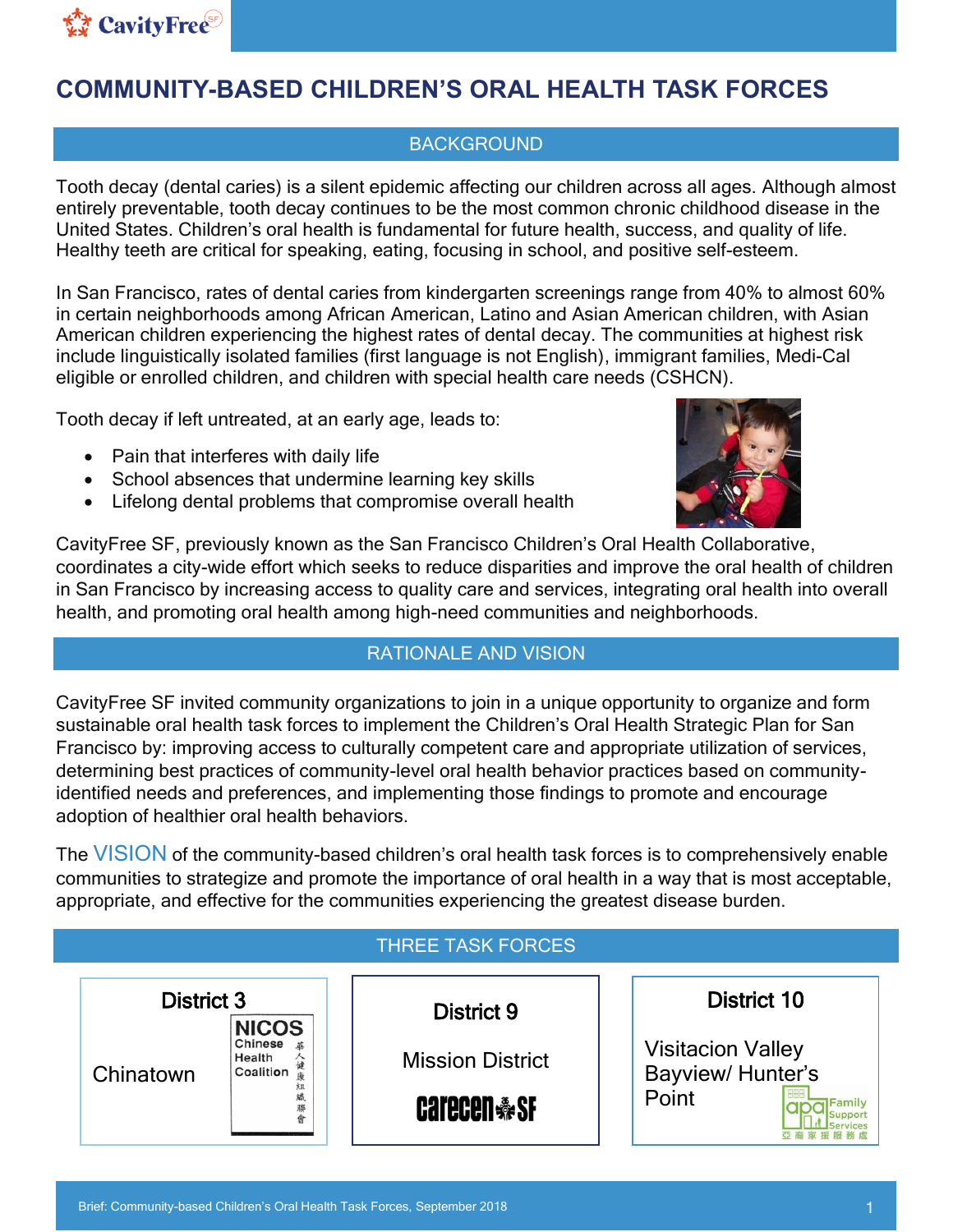# COMMUNITY-BASED CHILDREN'S ORAL HEALTH TASK FORCES

## BACKGROUND

Tooth decay (dental caries) is a silent epidemic affecting our children across all ages. Although almost entirely preventable, tooth decay continues to be the most common chronic childhood disease in the United States. Children's oral health is fundamental for future health, success, and quality of life. Healthy teeth are critical for speaking, eating, focusing in school, and positive self-esteem.

In San Francisco, rates of dental caries from kindergarten screenings range from 40% to almost 60% in certain neighborhoods among African American, Latino and Asian American children, with Asian American children experiencing the highest rates of dental decay. The communities at highest risk include linguistically isolated families (first language is not English), immigrant families, Medi-Cal eligible or enrolled children, and children with special health care needs (CSHCN).

Tooth decay if left untreated, at an early age, leads to:

- Pain that interferes with daily life
- School absences that undermine learning key skills
- Lifelong dental problems that compromise overall health

CavityFree SF, previously known as the San Francisco Children's Oral Health Collaborative, coordinates a city-wide effort which seeks to reduce disparities and improve the oral health of children in San Francisco by increasing access to quality care and services, integrating oral health into overall health, and promoting oral health among high-need communities and neighborhoods.

## RATIONALE AND VISION

CavityFree SF invited community organizations to join in a unique opportunity to organize and form sustainable oral health task forces to implement the Children's Oral Health Strategic Plan for San Francisco by: improving access to culturally competent care and appropriate utilization of services, determining best practices of community-level oral health behavior practices based on community-identified needs and preferences, and implementing those findings to promote and encourage adoption of healthier oral health behaviors.

The VISION of the community-based children's oral health task forces is to comprehensively enable communities to strategize and promote the importance of oral health in a way that is most acceptable, appropriate, and effective for the communities experiencing the greatest disease burden.

## THREE TASK FORCES

| District 3 | District 9 | District 10 |
|---|---|---|
| Chinatown (NICOS Chinese Health Coalition 華人健康組織聯會) | Mission District (CARECEN SF) | Visitacion Valley Bayview/ Hunter's Point (APA Family Support Services 亞裔家援服務處) |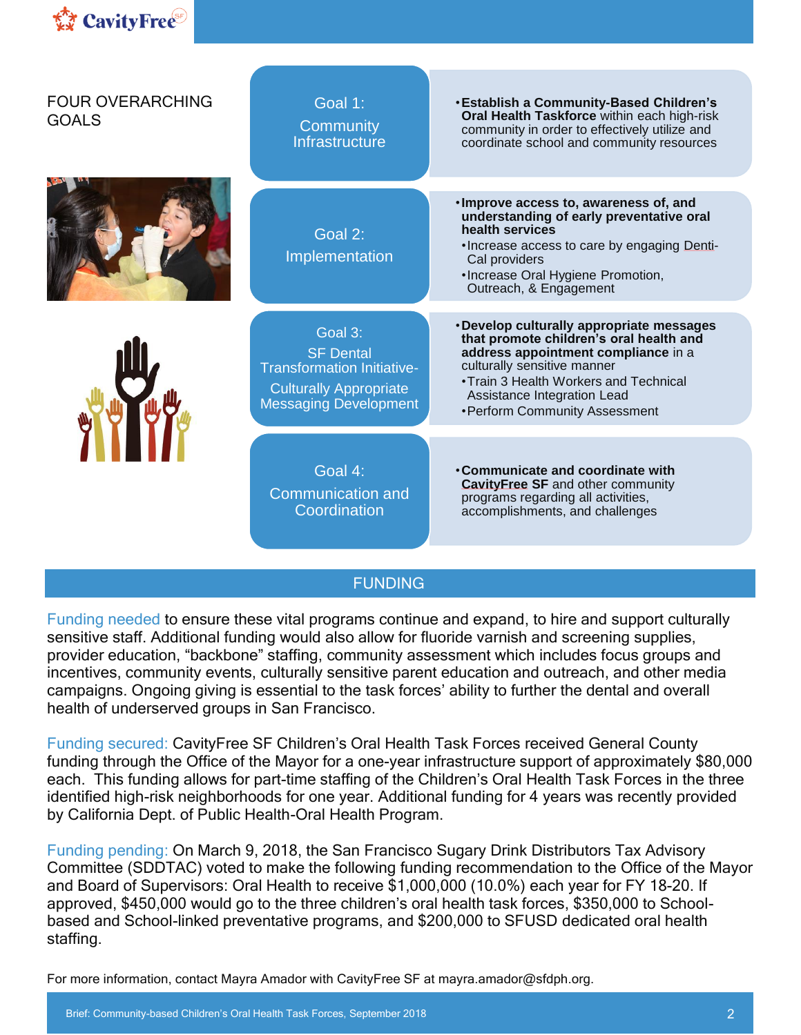## FOUR OVERARCHING GOALS

| Goal | Description |
| --- | --- |
| Goal 1: Community Infrastructure | • **Establish a Community-Based Children's Oral Health Taskforce** within each high-risk community in order to effectively utilize and coordinate school and community resources |
| Goal 2: Implementation | • **Improve access to, awareness of, and understanding of early preventative oral health services** • Increase access to care by engaging Denti-Cal providers • Increase Oral Hygiene Promotion, Outreach, & Engagement |
| Goal 3: SF Dental Transformation Initiative- Culturally Appropriate Messaging Development | • **Develop culturally appropriate messages that promote children's oral health and address appointment compliance** in a culturally sensitive manner • Train 3 Health Workers and Technical Assistance Integration Lead • Perform Community Assessment |
| Goal 4: Communication and Coordination | • **Communicate and coordinate with CavityFree SF** and other community programs regarding all activities, accomplishments, and challenges |

## FUNDING

Funding needed to ensure these vital programs continue and expand, to hire and support culturally sensitive staff. Additional funding would also allow for fluoride varnish and screening supplies, provider education, "backbone" staffing, community assessment which includes focus groups and incentives, community events, culturally sensitive parent education and outreach, and other media campaigns. Ongoing giving is essential to the task forces' ability to further the dental and overall health of underserved groups in San Francisco.

Funding secured: CavityFree SF Children's Oral Health Task Forces received General County funding through the Office of the Mayor for a one-year infrastructure support of approximately $80,000 each. This funding allows for part-time staffing of the Children's Oral Health Task Forces in the three identified high-risk neighborhoods for one year. Additional funding for 4 years was recently provided by California Dept. of Public Health-Oral Health Program.

Funding pending: On March 9, 2018, the San Francisco Sugary Drink Distributors Tax Advisory Committee (SDDTAC) voted to make the following funding recommendation to the Office of the Mayor and Board of Supervisors: Oral Health to receive $1,000,000 (10.0%) each year for FY 18-20. If approved, $450,000 would go to the three children's oral health task forces, $350,000 to School-based and School-linked preventative programs, and $200,000 to SFUSD dedicated oral health staffing.

For more information, contact Mayra Amador with CavityFree SF at mayra.amador@sfdph.org.